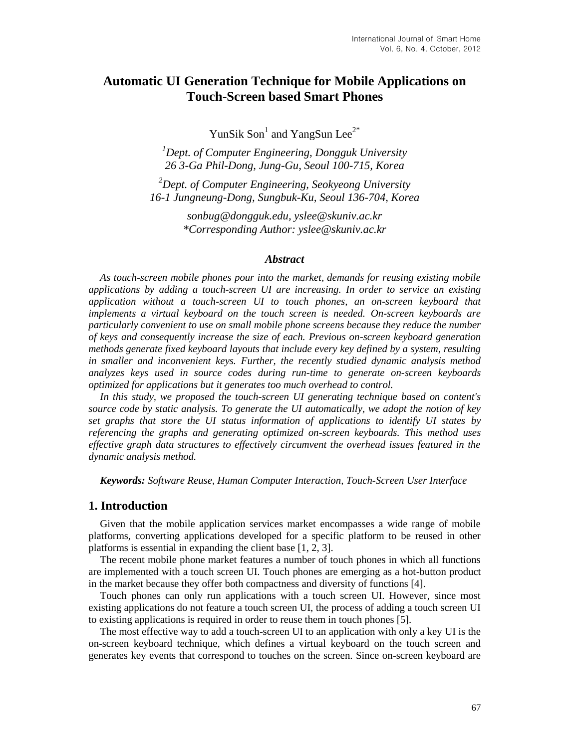# Automatic UI Generation Technique for Mobile Applications on Touch-Screen based Smart Phones

YunSik Son[1] and YangSun Lee[2*]

*[1]Dept. of Computer Engineering, Dongguk University*
*26 3-Ga Phil-Dong, Jung-Gu, Seoul 100-715, Korea*

*[2]Dept. of Computer Engineering, Seokyeong University*
*16-1 Jungneung-Dong, Sungbuk-Ku, Seoul 136-704, Korea*

*sonbug@dongguk.edu, yslee@skuniv.ac.kr*
*\*Corresponding Author: yslee@skuniv.ac.kr*

### *Abstract*

*As touch-screen mobile phones pour into the market, demands for reusing existing mobile applications by adding a touch-screen UI are increasing. In order to service an existing application without a touch-screen UI to touch phones, an on-screen keyboard that implements a virtual keyboard on the touch screen is needed. On-screen keyboards are particularly convenient to use on small mobile phone screens because they reduce the number of keys and consequently increase the size of each. Previous on-screen keyboard generation methods generate fixed keyboard layouts that include every key defined by a system, resulting in smaller and inconvenient keys. Further, the recently studied dynamic analysis method analyzes keys used in source codes during run-time to generate on-screen keyboards optimized for applications but it generates too much overhead to control.*

*In this study, we proposed the touch-screen UI generating technique based on content's source code by static analysis. To generate the UI automatically, we adopt the notion of key set graphs that store the UI status information of applications to identify UI states by referencing the graphs and generating optimized on-screen keyboards. This method uses effective graph data structures to effectively circumvent the overhead issues featured in the dynamic analysis method.*

***Keywords:*** *Software Reuse, Human Computer Interaction, Touch-Screen User Interface*

## 1. Introduction

Given that the mobile application services market encompasses a wide range of mobile platforms, converting applications developed for a specific platform to be reused in other platforms is essential in expanding the client base [1, 2, 3].

The recent mobile phone market features a number of touch phones in which all functions are implemented with a touch screen UI. Touch phones are emerging as a hot-button product in the market because they offer both compactness and diversity of functions [4].

Touch phones can only run applications with a touch screen UI. However, since most existing applications do not feature a touch screen UI, the process of adding a touch screen UI to existing applications is required in order to reuse them in touch phones [5].

The most effective way to add a touch-screen UI to an application with only a key UI is the on-screen keyboard technique, which defines a virtual keyboard on the touch screen and generates key events that correspond to touches on the screen. Since on-screen keyboard are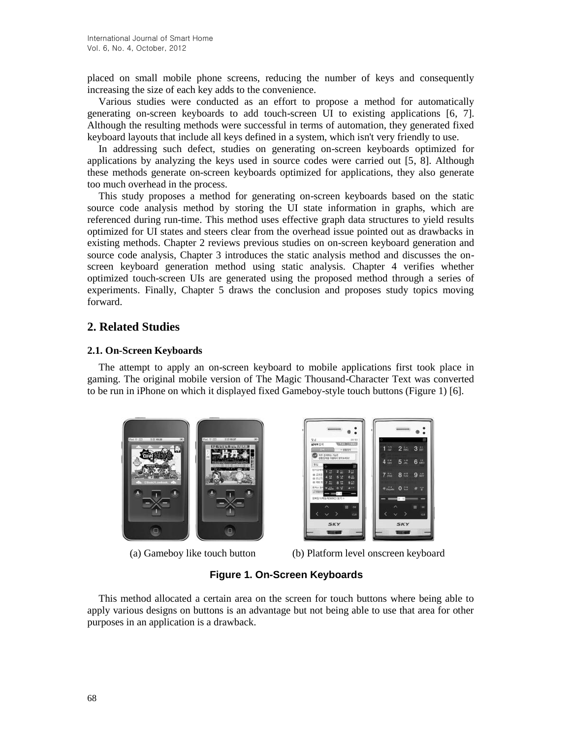placed on small mobile phone screens, reducing the number of keys and consequently increasing the size of each key adds to the convenience.

Various studies were conducted as an effort to propose a method for automatically generating on-screen keyboards to add touch-screen UI to existing applications [6, 7]. Although the resulting methods were successful in terms of automation, they generated fixed keyboard layouts that include all keys defined in a system, which isn't very friendly to use.

In addressing such defect, studies on generating on-screen keyboards optimized for applications by analyzing the keys used in source codes were carried out [5, 8]. Although these methods generate on-screen keyboards optimized for applications, they also generate too much overhead in the process.

This study proposes a method for generating on-screen keyboards based on the static source code analysis method by storing the UI state information in graphs, which are referenced during run-time. This method uses effective graph data structures to yield results optimized for UI states and steers clear from the overhead issue pointed out as drawbacks in existing methods. Chapter 2 reviews previous studies on on-screen keyboard generation and source code analysis, Chapter 3 introduces the static analysis method and discusses the on-screen keyboard generation method using static analysis. Chapter 4 verifies whether optimized touch-screen UIs are generated using the proposed method through a series of experiments. Finally, Chapter 5 draws the conclusion and proposes study topics moving forward.

## 2. Related Studies

### 2.1. On-Screen Keyboards

The attempt to apply an on-screen keyboard to mobile applications first took place in gaming. The original mobile version of The Magic Thousand-Character Text was converted to be run in iPhone on which it displayed fixed Gameboy-style touch buttons (Figure 1) [6].

(a) Gameboy like touch button (b) Platform level onscreen keyboard

**Figure 1. On-Screen Keyboards**

This method allocated a certain area on the screen for touch buttons where being able to apply various designs on buttons is an advantage but not being able to use that area for other purposes in an application is a drawback.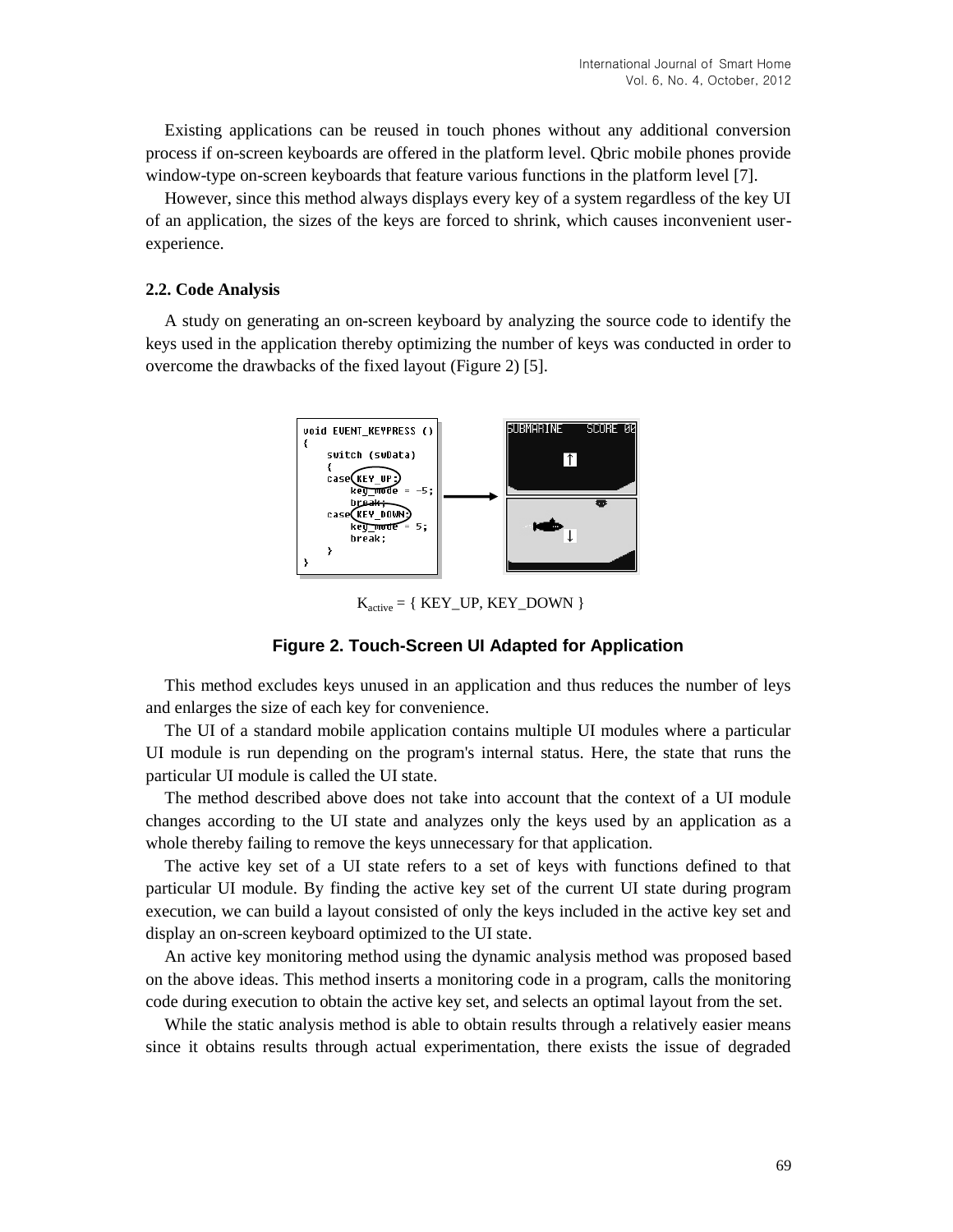Existing applications can be reused in touch phones without any additional conversion process if on-screen keyboards are offered in the platform level. Qbric mobile phones provide window-type on-screen keyboards that feature various functions in the platform level [7].

However, since this method always displays every key of a system regardless of the key UI of an application, the sizes of the keys are forced to shrink, which causes inconvenient user-experience.

### 2.2. Code Analysis

A study on generating an on-screen keyboard by analyzing the source code to identify the keys used in the application thereby optimizing the number of keys was conducted in order to overcome the drawbacks of the fixed layout (Figure 2) [5].

```
void EVENT_KEYPRESS ()
{
    switch (swData)
    {
    case KEY_UP:
        key_mode = -5;
        break;
    case KEY_DOWN:
        key_mode = 5;
        break;
    }
}
```

$K_{active}$ = { KEY_UP, KEY_DOWN }

**Figure 2. Touch-Screen UI Adapted for Application**

This method excludes keys unused in an application and thus reduces the number of leys and enlarges the size of each key for convenience.

The UI of a standard mobile application contains multiple UI modules where a particular UI module is run depending on the program's internal status. Here, the state that runs the particular UI module is called the UI state.

The method described above does not take into account that the context of a UI module changes according to the UI state and analyzes only the keys used by an application as a whole thereby failing to remove the keys unnecessary for that application.

The active key set of a UI state refers to a set of keys with functions defined to that particular UI module. By finding the active key set of the current UI state during program execution, we can build a layout consisted of only the keys included in the active key set and display an on-screen keyboard optimized to the UI state.

An active key monitoring method using the dynamic analysis method was proposed based on the above ideas. This method inserts a monitoring code in a program, calls the monitoring code during execution to obtain the active key set, and selects an optimal layout from the set.

While the static analysis method is able to obtain results through a relatively easier means since it obtains results through actual experimentation, there exists the issue of degraded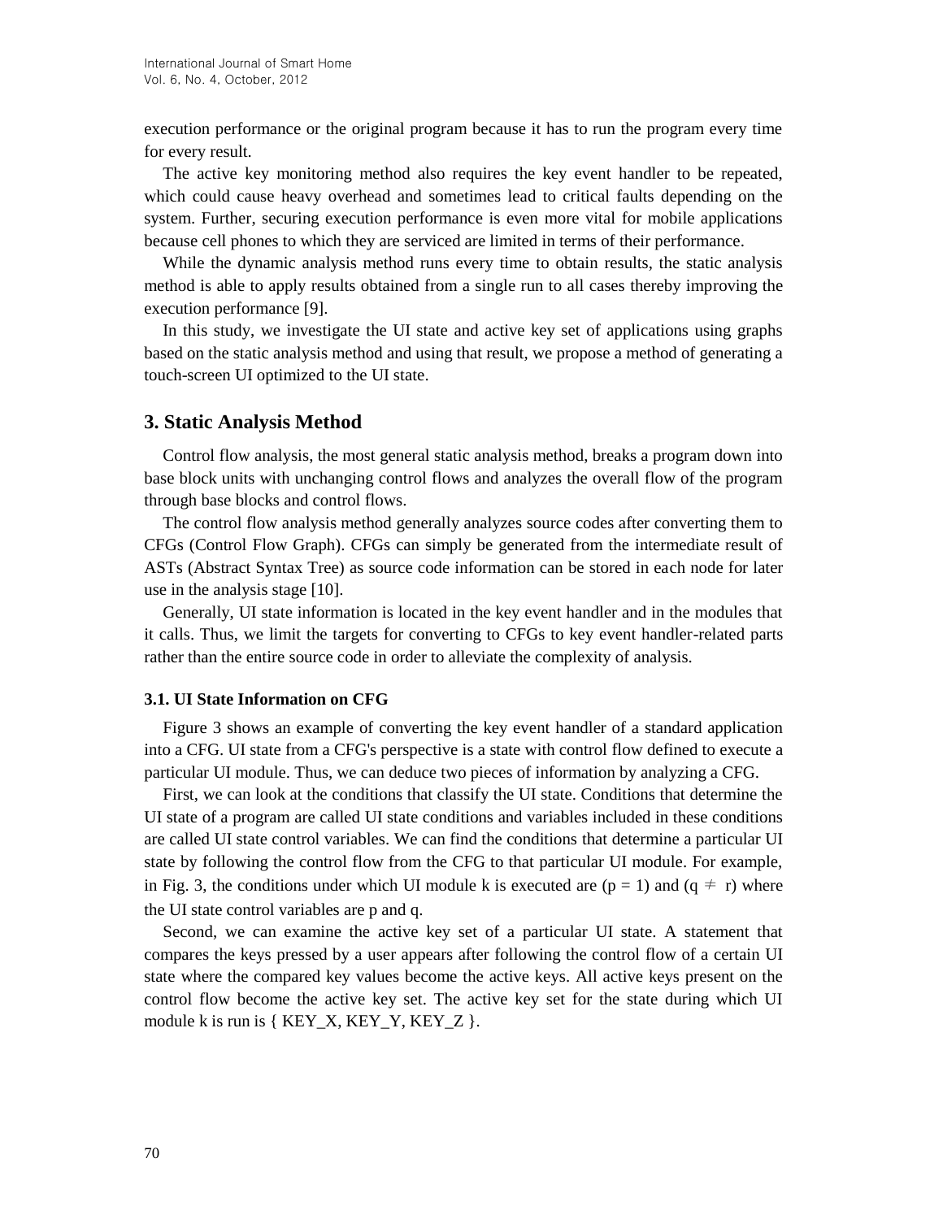execution performance or the original program because it has to run the program every time for every result.

The active key monitoring method also requires the key event handler to be repeated, which could cause heavy overhead and sometimes lead to critical faults depending on the system. Further, securing execution performance is even more vital for mobile applications because cell phones to which they are serviced are limited in terms of their performance.

While the dynamic analysis method runs every time to obtain results, the static analysis method is able to apply results obtained from a single run to all cases thereby improving the execution performance [9].

In this study, we investigate the UI state and active key set of applications using graphs based on the static analysis method and using that result, we propose a method of generating a touch-screen UI optimized to the UI state.

## 3. Static Analysis Method

Control flow analysis, the most general static analysis method, breaks a program down into base block units with unchanging control flows and analyzes the overall flow of the program through base blocks and control flows.

The control flow analysis method generally analyzes source codes after converting them to CFGs (Control Flow Graph). CFGs can simply be generated from the intermediate result of ASTs (Abstract Syntax Tree) as source code information can be stored in each node for later use in the analysis stage [10].

Generally, UI state information is located in the key event handler and in the modules that it calls. Thus, we limit the targets for converting to CFGs to key event handler-related parts rather than the entire source code in order to alleviate the complexity of analysis.

### 3.1. UI State Information on CFG

Figure 3 shows an example of converting the key event handler of a standard application into a CFG. UI state from a CFG's perspective is a state with control flow defined to execute a particular UI module. Thus, we can deduce two pieces of information by analyzing a CFG.

First, we can look at the conditions that classify the UI state. Conditions that determine the UI state of a program are called UI state conditions and variables included in these conditions are called UI state control variables. We can find the conditions that determine a particular UI state by following the control flow from the CFG to that particular UI module. For example, in Fig. 3, the conditions under which UI module k is executed are ($p = 1$) and ($q \neq r$) where the UI state control variables are p and q.

Second, we can examine the active key set of a particular UI state. A statement that compares the keys pressed by a user appears after following the control flow of a certain UI state where the compared key values become the active keys. All active keys present on the control flow become the active key set. The active key set for the state during which UI module k is run is { KEY_X, KEY_Y, KEY_Z }.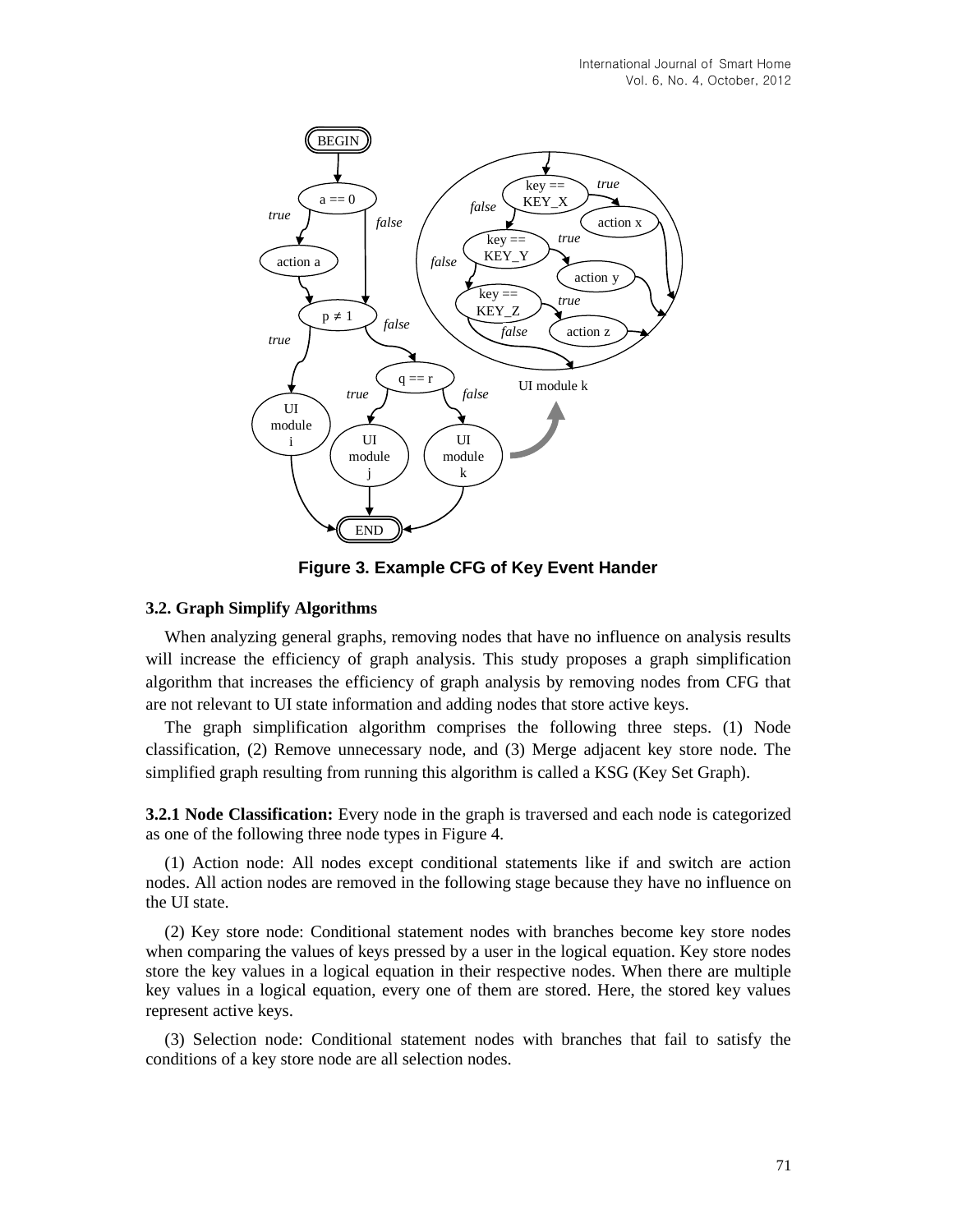Figure 3. Example CFG of Key Event Hander

### 3.2. Graph Simplify Algorithms

When analyzing general graphs, removing nodes that have no influence on analysis results will increase the efficiency of graph analysis. This study proposes a graph simplification algorithm that increases the efficiency of graph analysis by removing nodes from CFG that are not relevant to UI state information and adding nodes that store active keys.

The graph simplification algorithm comprises the following three steps. (1) Node classification, (2) Remove unnecessary node, and (3) Merge adjacent key store node. The simplified graph resulting from running this algorithm is called a KSG (Key Set Graph).

**3.2.1 Node Classification:** Every node in the graph is traversed and each node is categorized as one of the following three node types in Figure 4.

(1) Action node: All nodes except conditional statements like if and switch are action nodes. All action nodes are removed in the following stage because they have no influence on the UI state.

(2) Key store node: Conditional statement nodes with branches become key store nodes when comparing the values of keys pressed by a user in the logical equation. Key store nodes store the key values in a logical equation in their respective nodes. When there are multiple key values in a logical equation, every one of them are stored. Here, the stored key values represent active keys.

(3) Selection node: Conditional statement nodes with branches that fail to satisfy the conditions of a key store node are all selection nodes.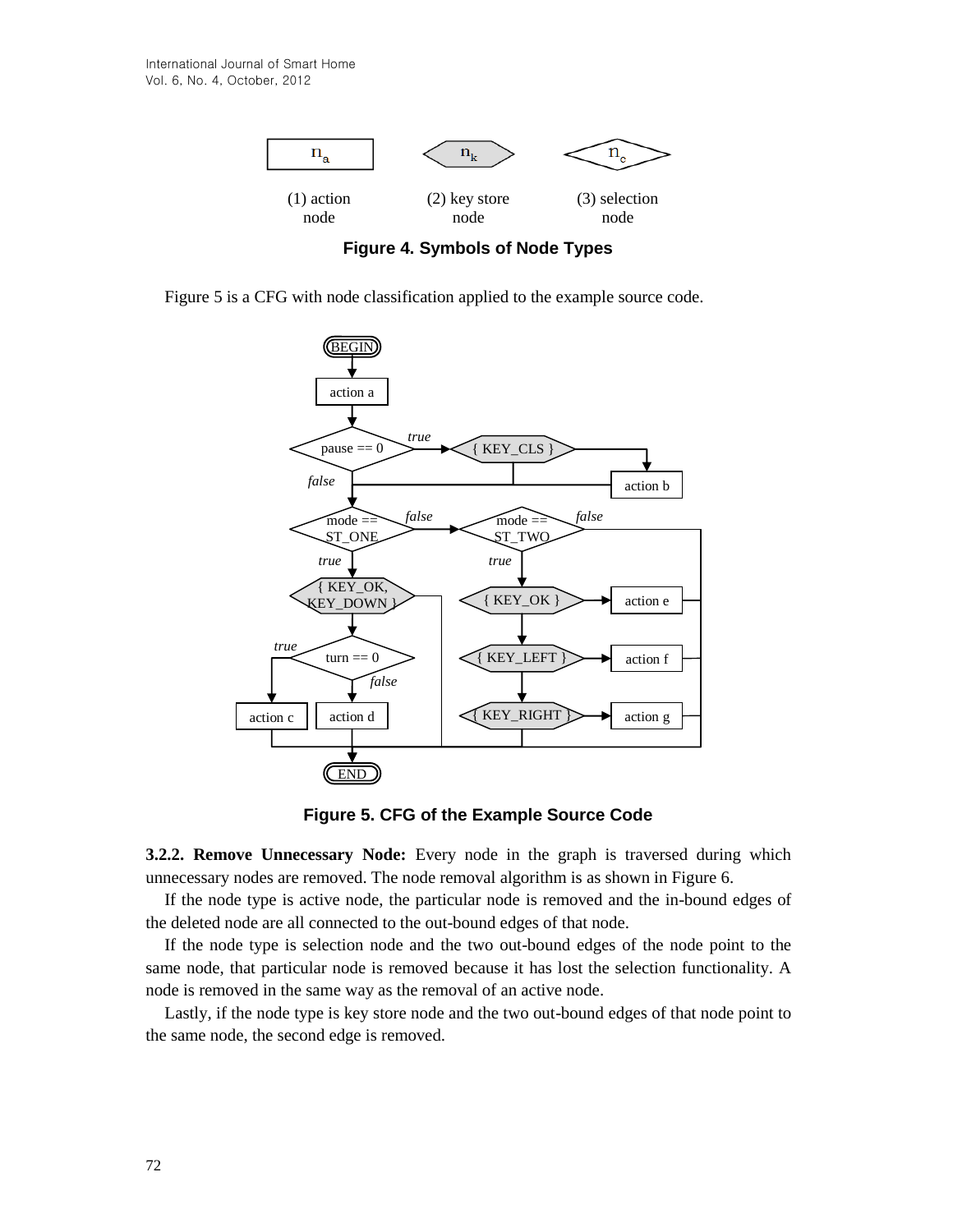Figure 4. Symbols of Node Types

Figure 5 is a CFG with node classification applied to the example source code.

Figure 5. CFG of the Example Source Code

**3.2.2. Remove Unnecessary Node:** Every node in the graph is traversed during which unnecessary nodes are removed. The node removal algorithm is as shown in Figure 6.

If the node type is active node, the particular node is removed and the in-bound edges of the deleted node are all connected to the out-bound edges of that node.

If the node type is selection node and the two out-bound edges of the node point to the same node, that particular node is removed because it has lost the selection functionality. A node is removed in the same way as the removal of an active node.

Lastly, if the node type is key store node and the two out-bound edges of that node point to the same node, the second edge is removed.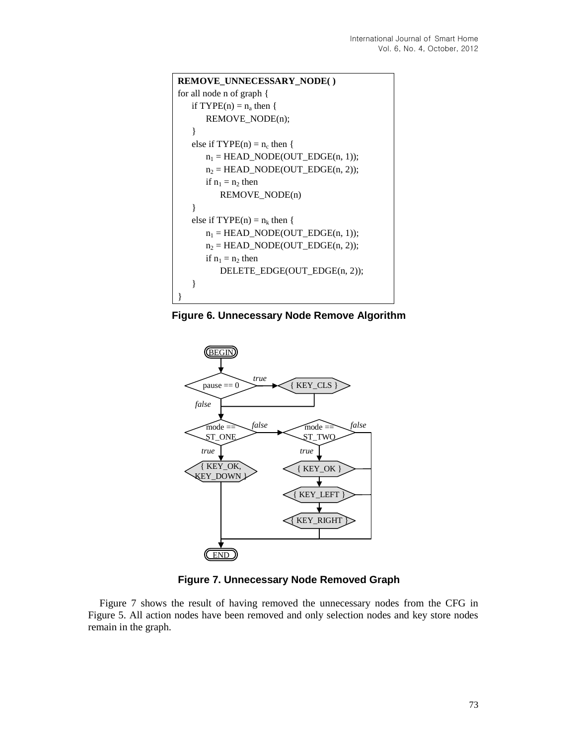```
REMOVE_UNNECESSARY_NODE( )
for all node n of graph {
    if TYPE(n) = n_a then {
        REMOVE_NODE(n);
    }
    else if TYPE(n) = n_c then {
        n_1 = HEAD_NODE(OUT_EDGE(n, 1));
        n_2 = HEAD_NODE(OUT_EDGE(n, 2));
        if n_1 = n_2 then
            REMOVE_NODE(n)
    }
    else if TYPE(n) = n_k then {
        n_1 = HEAD_NODE(OUT_EDGE(n, 1));
        n_2 = HEAD_NODE(OUT_EDGE(n, 2));
        if n_1 = n_2 then
            DELETE_EDGE(OUT_EDGE(n, 2));
    }
}
```

**Figure 6. Unnecessary Node Remove Algorithm**

**Figure 7. Unnecessary Node Removed Graph**

Figure 7 shows the result of having removed the unnecessary nodes from the CFG in Figure 5. All action nodes have been removed and only selection nodes and key store nodes remain in the graph.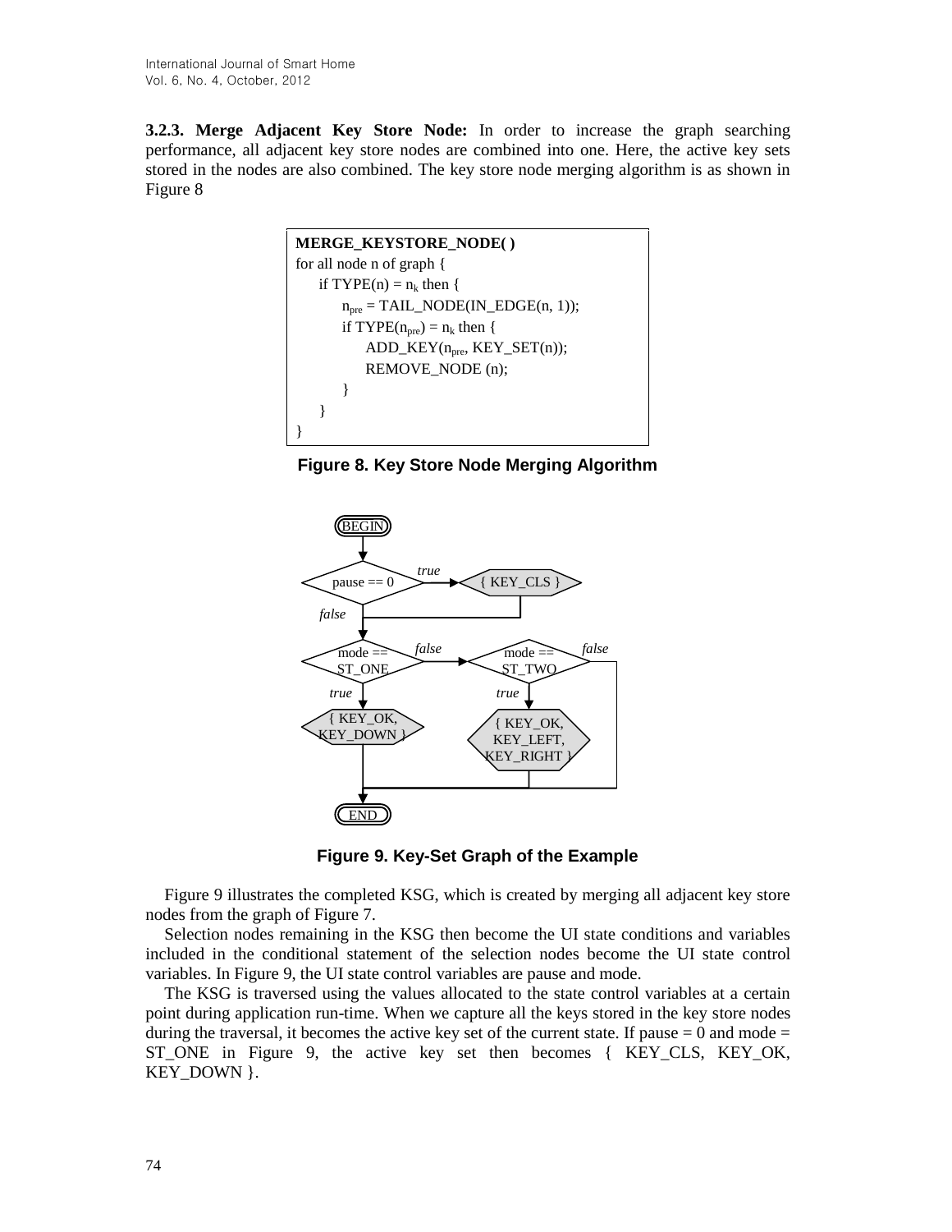**3.2.3. Merge Adjacent Key Store Node:** In order to increase the graph searching performance, all adjacent key store nodes are combined into one. Here, the active key sets stored in the nodes are also combined. The key store node merging algorithm is as shown in Figure 8

```
MERGE_KEYSTORE_NODE( )
for all node n of graph {
    if TYPE(n) = n_k then {
        n_pre = TAIL_NODE(IN_EDGE(n, 1));
        if TYPE(n_pre) = n_k then {
            ADD_KEY(n_pre, KEY_SET(n));
            REMOVE_NODE (n);
        }
    }
}
```

**Figure 8. Key Store Node Merging Algorithm**

**Figure 9. Key-Set Graph of the Example**

Figure 9 illustrates the completed KSG, which is created by merging all adjacent key store nodes from the graph of Figure 7.

Selection nodes remaining in the KSG then become the UI state conditions and variables included in the conditional statement of the selection nodes become the UI state control variables. In Figure 9, the UI state control variables are pause and mode.

The KSG is traversed using the values allocated to the state control variables at a certain point during application run-time. When we capture all the keys stored in the key store nodes during the traversal, it becomes the active key set of the current state. If pause = 0 and mode = ST_ONE in Figure 9, the active key set then becomes { KEY_CLS, KEY_OK, KEY_DOWN }.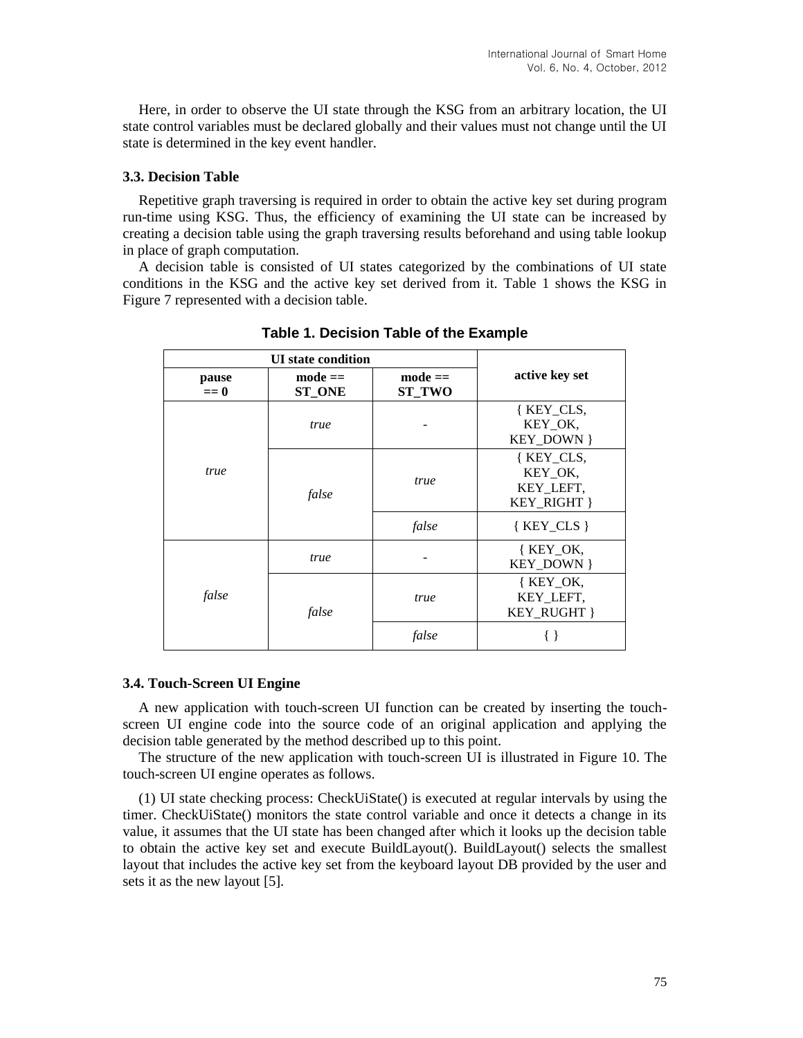Here, in order to observe the UI state through the KSG from an arbitrary location, the UI state control variables must be declared globally and their values must not change until the UI state is determined in the key event handler.

### 3.3. Decision Table

Repetitive graph traversing is required in order to obtain the active key set during program run-time using KSG. Thus, the efficiency of examining the UI state can be increased by creating a decision table using the graph traversing results beforehand and using table lookup in place of graph computation.

A decision table is consisted of UI states categorized by the combinations of UI state conditions in the KSG and the active key set derived from it. Table 1 shows the KSG in Figure 7 represented with a decision table.

**Table 1. Decision Table of the Example**

| UI state condition | | | active key set |
|---|---|---|---|
| **pause == 0** | **mode == ST_ONE** | **mode == ST_TWO** | |
| *true* | *true* | - | { KEY_CLS, KEY_OK, KEY_DOWN } |
| | *false* | *true* | { KEY_CLS, KEY_OK, KEY_LEFT, KEY_RIGHT } |
| | | *false* | { KEY_CLS } |
| *false* | *true* | - | { KEY_OK, KEY_DOWN } |
| | *false* | *true* | { KEY_OK, KEY_LEFT, KEY_RUGHT } |
| | | *false* | { } |

### 3.4. Touch-Screen UI Engine

A new application with touch-screen UI function can be created by inserting the touch-screen UI engine code into the source code of an original application and applying the decision table generated by the method described up to this point.

The structure of the new application with touch-screen UI is illustrated in Figure 10. The touch-screen UI engine operates as follows.

(1) UI state checking process: CheckUiState() is executed at regular intervals by using the timer. CheckUiState() monitors the state control variable and once it detects a change in its value, it assumes that the UI state has been changed after which it looks up the decision table to obtain the active key set and execute BuildLayout(). BuildLayout() selects the smallest layout that includes the active key set from the keyboard layout DB provided by the user and sets it as the new layout [5].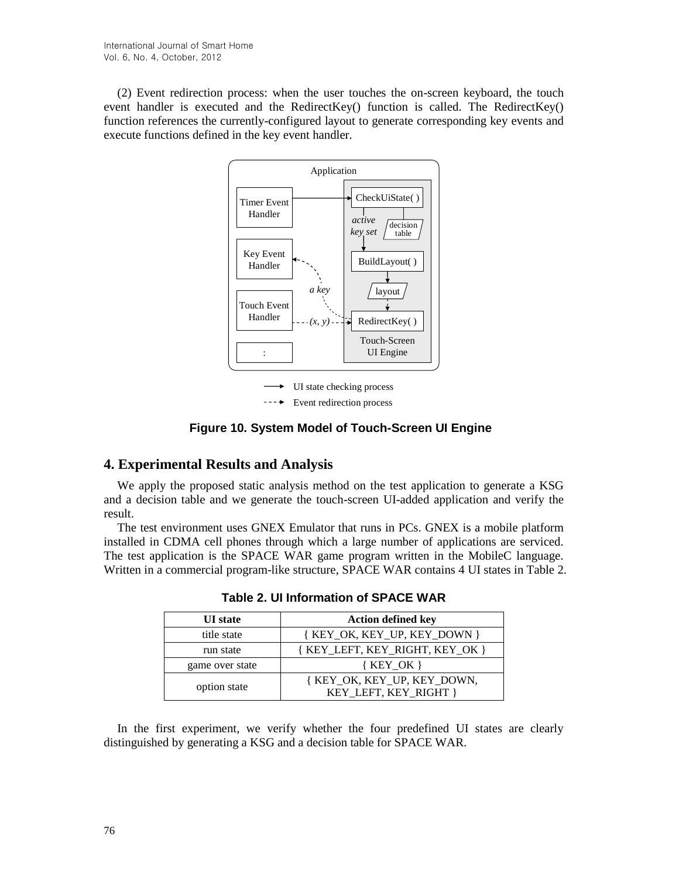(2) Event redirection process: when the user touches the on-screen keyboard, the touch event handler is executed and the RedirectKey() function is called. The RedirectKey() function references the currently-configured layout to generate corresponding key events and execute functions defined in the key event handler.

**Figure 10. System Model of Touch-Screen UI Engine**

## 4. Experimental Results and Analysis

We apply the proposed static analysis method on the test application to generate a KSG and a decision table and we generate the touch-screen UI-added application and verify the result.

The test environment uses GNEX Emulator that runs in PCs. GNEX is a mobile platform installed in CDMA cell phones through which a large number of applications are serviced. The test application is the SPACE WAR game program written in the MobileC language. Written in a commercial program-like structure, SPACE WAR contains 4 UI states in Table 2.

**Table 2. UI Information of SPACE WAR**

| UI state | Action defined key |
|---|---|
| title state | { KEY_OK, KEY_UP, KEY_DOWN } |
| run state | { KEY_LEFT, KEY_RIGHT, KEY_OK } |
| game over state | { KEY_OK } |
| option state | { KEY_OK, KEY_UP, KEY_DOWN, KEY_LEFT, KEY_RIGHT } |

In the first experiment, we verify whether the four predefined UI states are clearly distinguished by generating a KSG and a decision table for SPACE WAR.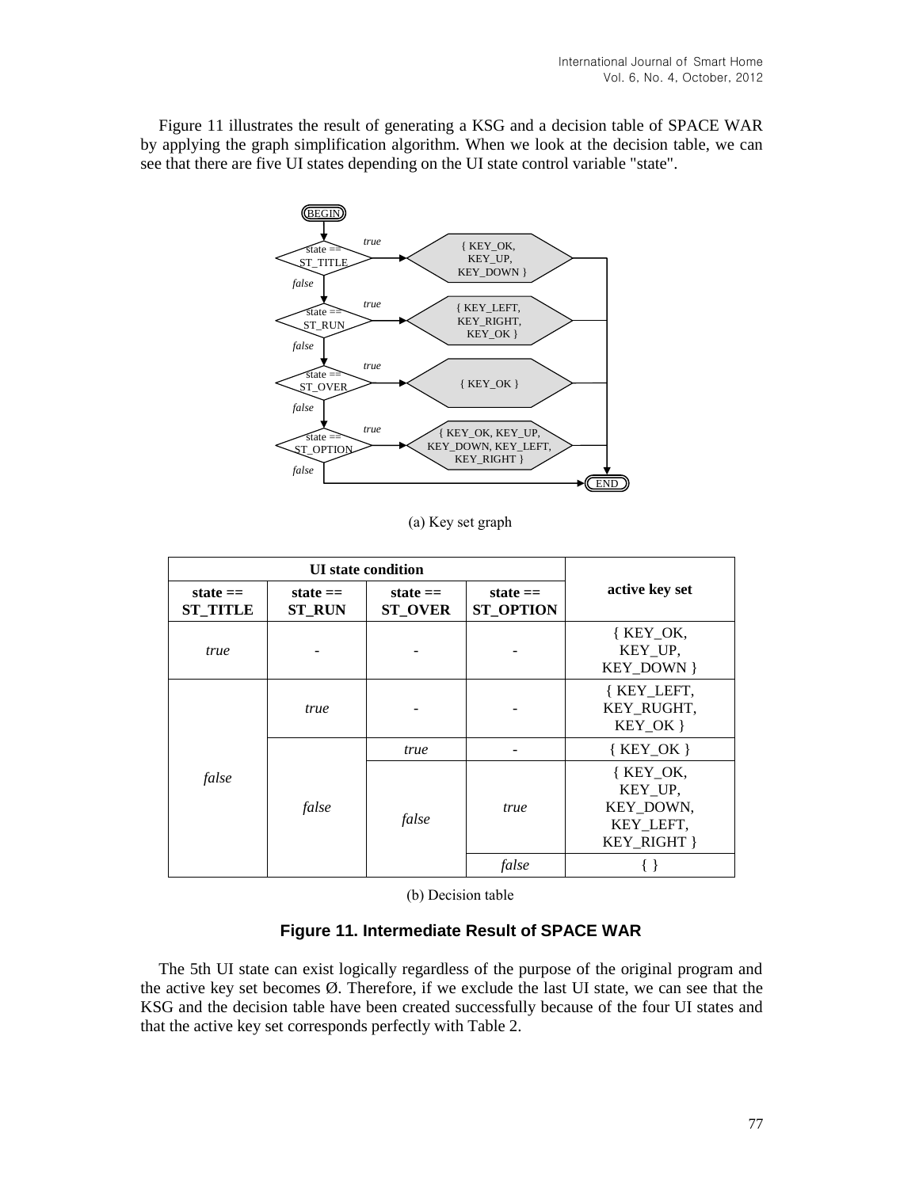Figure 11 illustrates the result of generating a KSG and a decision table of SPACE WAR by applying the graph simplification algorithm. When we look at the decision table, we can see that there are five UI states depending on the UI state control variable "state".

(a) Key set graph

| UI state condition | | | | active key set |
|---|---|---|---|---|
| **state == ST_TITLE** | **state == ST_RUN** | **state == ST_OVER** | **state == ST_OPTION** | |
| *true* | - | - | - | { KEY_OK, KEY_UP, KEY_DOWN } |
| *false* | *true* | - | - | { KEY_LEFT, KEY_RUGHT, KEY_OK } |
| *false* | *false* | *true* | - | { KEY_OK } |
| *false* | *false* | *false* | *true* | { KEY_OK, KEY_UP, KEY_DOWN, KEY_LEFT, KEY_RIGHT } |
| *false* | *false* | *false* | *false* | { } |

(b) Decision table

**Figure 11. Intermediate Result of SPACE WAR**

The 5th UI state can exist logically regardless of the purpose of the original program and the active key set becomes Ø. Therefore, if we exclude the last UI state, we can see that the KSG and the decision table have been created successfully because of the four UI states and that the active key set corresponds perfectly with Table 2.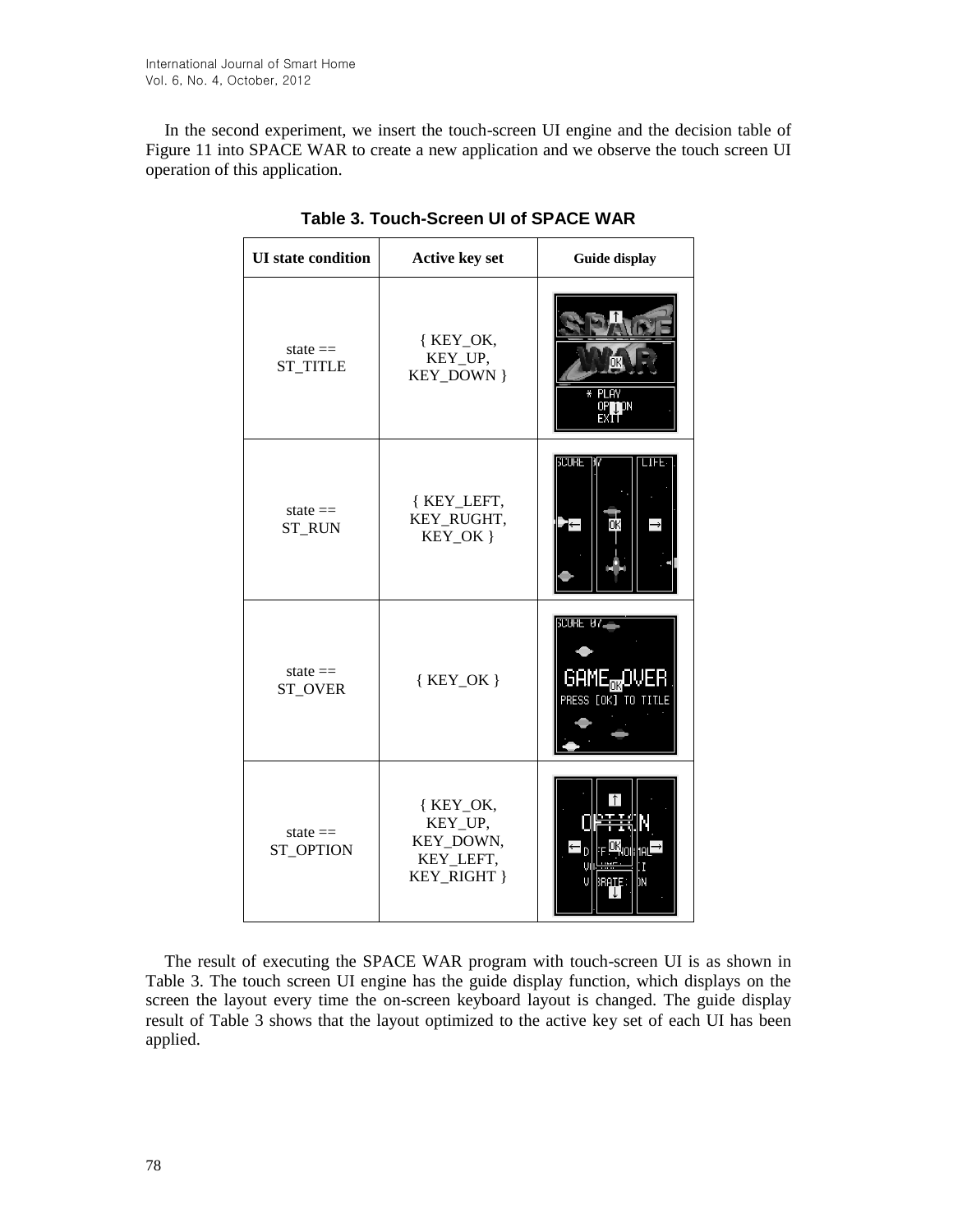In the second experiment, we insert the touch-screen UI engine and the decision table of Figure 11 into SPACE WAR to create a new application and we observe the touch screen UI operation of this application.

**Table 3. Touch-Screen UI of SPACE WAR**

| UI state condition | Active key set | Guide display |
|---|---|---|
| state == ST_TITLE | { KEY_OK, KEY_UP, KEY_DOWN } | |
| state == ST_RUN | { KEY_LEFT, KEY_RUGHT, KEY_OK } | |
| state == ST_OVER | { KEY_OK } | |
| state == ST_OPTION | { KEY_OK, KEY_UP, KEY_DOWN, KEY_LEFT, KEY_RIGHT } | |

The result of executing the SPACE WAR program with touch-screen UI is as shown in Table 3. The touch screen UI engine has the guide display function, which displays on the screen the layout every time the on-screen keyboard layout is changed. The guide display result of Table 3 shows that the layout optimized to the active key set of each UI has been applied.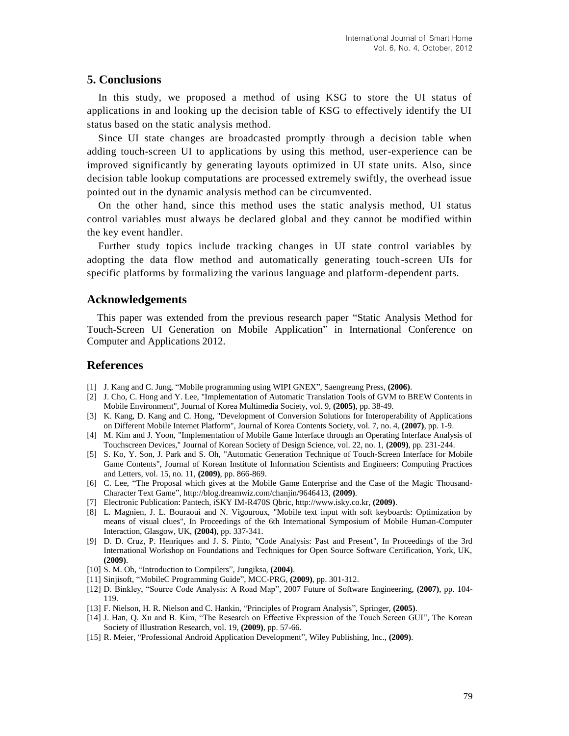## 5. Conclusions

In this study, we proposed a method of using KSG to store the UI status of applications in and looking up the decision table of KSG to effectively identify the UI status based on the static analysis method.

Since UI state changes are broadcasted promptly through a decision table when adding touch-screen UI to applications by using this method, user-experience can be improved significantly by generating layouts optimized in UI state units. Also, since decision table lookup computations are processed extremely swiftly, the overhead issue pointed out in the dynamic analysis method can be circumvented.

On the other hand, since this method uses the static analysis method, UI status control variables must always be declared global and they cannot be modified within the key event handler.

Further study topics include tracking changes in UI state control variables by adopting the data flow method and automatically generating touch-screen UIs for specific platforms by formalizing the various language and platform-dependent parts.

## Acknowledgements

This paper was extended from the previous research paper "Static Analysis Method for Touch-Screen UI Generation on Mobile Application" in International Conference on Computer and Applications 2012.

## References

[1] J. Kang and C. Jung, "Mobile programming using WIPI GNEX", Saengreung Press, **(2006)**.

[2] J. Cho, C. Hong and Y. Lee, "Implementation of Automatic Translation Tools of GVM to BREW Contents in Mobile Environment", Journal of Korea Multimedia Society, vol. 9, **(2005)**, pp. 38-49.

[3] K. Kang, D. Kang and C. Hong, "Development of Conversion Solutions for Interoperability of Applications on Different Mobile Internet Platform", Journal of Korea Contents Society, vol. 7, no. 4, **(2007)**, pp. 1-9.

[4] M. Kim and J. Yoon, "Implementation of Mobile Game Interface through an Operating Interface Analysis of Touchscreen Devices," Journal of Korean Society of Design Science, vol. 22, no. 1, **(2009)**, pp. 231-244.

[5] S. Ko, Y. Son, J. Park and S. Oh, "Automatic Generation Technique of Touch-Screen Interface for Mobile Game Contents", Journal of Korean Institute of Information Scientists and Engineers: Computing Practices and Letters, vol. 15, no. 11, **(2009)**, pp. 866-869.

[6] C. Lee, "The Proposal which gives at the Mobile Game Enterprise and the Case of the Magic Thousand-Character Text Game", http://blog.dreamwiz.com/chanjin/9646413, **(2009)**.

[7] Electronic Publication: Pantech, iSKY IM-R470S Qbric, http://www.isky.co.kr, **(2009)**.

[8] L. Magnien, J. L. Bouraoui and N. Vigouroux, "Mobile text input with soft keyboards: Optimization by means of visual clues", In Proceedings of the 6th International Symposium of Mobile Human-Computer Interaction, Glasgow, UK, **(2004)**, pp. 337-341.

[9] D. D. Cruz, P. Henriques and J. S. Pinto, "Code Analysis: Past and Present", In Proceedings of the 3rd International Workshop on Foundations and Techniques for Open Source Software Certification, York, UK, **(2009)**.

[10] S. M. Oh, "Introduction to Compilers", Jungiksa, **(2004)**.

[11] Sinjisoft, "MobileC Programming Guide", MCC-PRG, **(2009)**, pp. 301-312.

[12] D. Binkley, "Source Code Analysis: A Road Map", 2007 Future of Software Engineering, **(2007)**, pp. 104-119.

[13] F. Nielson, H. R. Nielson and C. Hankin, "Principles of Program Analysis", Springer, **(2005)**.

[14] J. Han, Q. Xu and B. Kim, "The Research on Effective Expression of the Touch Screen GUI", The Korean Society of Illustration Research, vol. 19, **(2009)**, pp. 57-66.

[15] R. Meier, "Professional Android Application Development", Wiley Publishing, Inc., **(2009)**.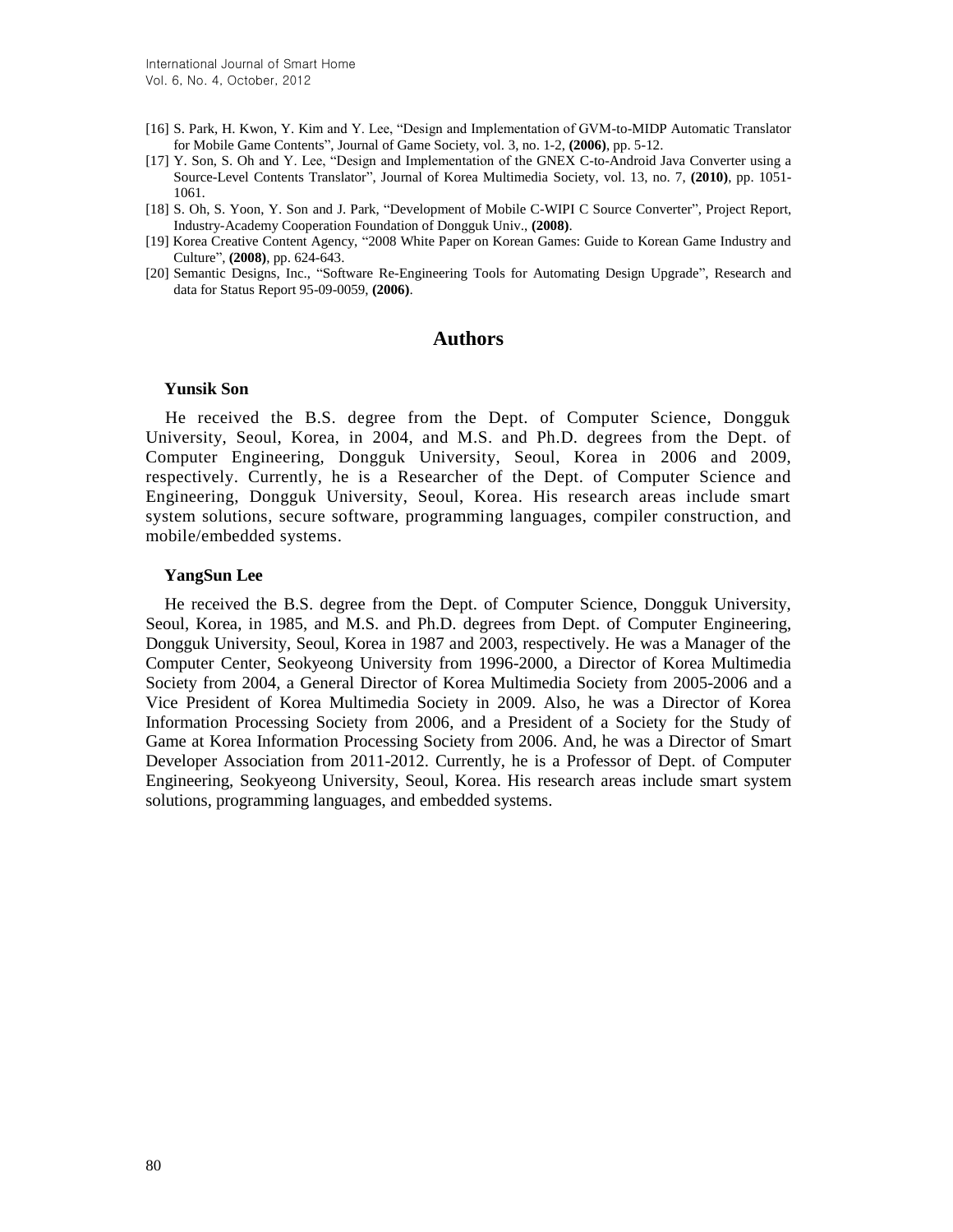[16] S. Park, H. Kwon, Y. Kim and Y. Lee, "Design and Implementation of GVM-to-MIDP Automatic Translator for Mobile Game Contents", Journal of Game Society, vol. 3, no. 1-2, **(2006)**, pp. 5-12.

[17] Y. Son, S. Oh and Y. Lee, "Design and Implementation of the GNEX C-to-Android Java Converter using a Source-Level Contents Translator", Journal of Korea Multimedia Society, vol. 13, no. 7, **(2010)**, pp. 1051-1061.

[18] S. Oh, S. Yoon, Y. Son and J. Park, "Development of Mobile C-WIPI C Source Converter", Project Report, Industry-Academy Cooperation Foundation of Dongguk Univ., **(2008)**.

[19] Korea Creative Content Agency, "2008 White Paper on Korean Games: Guide to Korean Game Industry and Culture", **(2008)**, pp. 624-643.

[20] Semantic Designs, Inc., "Software Re-Engineering Tools for Automating Design Upgrade", Research and data for Status Report 95-09-0059, **(2006)**.

## Authors

**Yunsik Son**

He received the B.S. degree from the Dept. of Computer Science, Dongguk University, Seoul, Korea, in 2004, and M.S. and Ph.D. degrees from the Dept. of Computer Engineering, Dongguk University, Seoul, Korea in 2006 and 2009, respectively. Currently, he is a Researcher of the Dept. of Computer Science and Engineering, Dongguk University, Seoul, Korea. His research areas include smart system solutions, secure software, programming languages, compiler construction, and mobile/embedded systems.

**YangSun Lee**

He received the B.S. degree from the Dept. of Computer Science, Dongguk University, Seoul, Korea, in 1985, and M.S. and Ph.D. degrees from Dept. of Computer Engineering, Dongguk University, Seoul, Korea in 1987 and 2003, respectively. He was a Manager of the Computer Center, Seokyeong University from 1996-2000, a Director of Korea Multimedia Society from 2004, a General Director of Korea Multimedia Society from 2005-2006 and a Vice President of Korea Multimedia Society in 2009. Also, he was a Director of Korea Information Processing Society from 2006, and a President of a Society for the Study of Game at Korea Information Processing Society from 2006. And, he was a Director of Smart Developer Association from 2011-2012. Currently, he is a Professor of Dept. of Computer Engineering, Seokyeong University, Seoul, Korea. His research areas include smart system solutions, programming languages, and embedded systems.